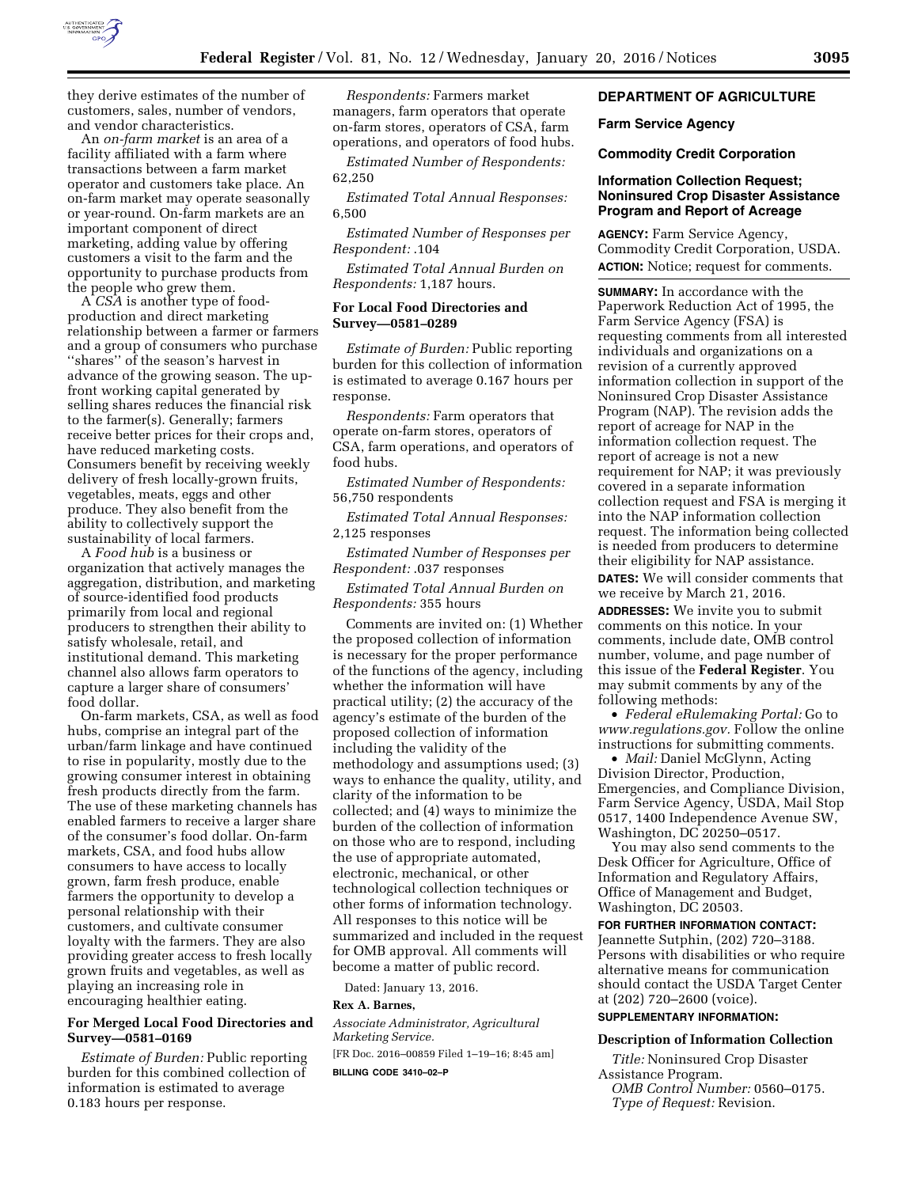they derive estimates of the number of customers, sales, number of vendors, and vendor characteristics.

An *on-farm market* is an area of a facility affiliated with a farm where transactions between a farm market operator and customers take place. An on-farm market may operate seasonally or year-round. On-farm markets are an important component of direct marketing, adding value by offering customers a visit to the farm and the opportunity to purchase products from the people who grew them.

A *CSA* is another type of food-production and direct marketing relationship between a farmer or farmers and a group of consumers who purchase ''shares'' of the season's harvest in advance of the growing season. The up-front working capital generated by selling shares reduces the financial risk to the farmer(s). Generally; farmers receive better prices for their crops and, have reduced marketing costs. Consumers benefit by receiving weekly delivery of fresh locally-grown fruits, vegetables, meats, eggs and other produce. They also benefit from the ability to collectively support the sustainability of local farmers.

A *Food hub* is a business or organization that actively manages the aggregation, distribution, and marketing of source-identified food products primarily from local and regional producers to strengthen their ability to satisfy wholesale, retail, and institutional demand. This marketing channel also allows farm operators to capture a larger share of consumers' food dollar.

On-farm markets, CSA, as well as food hubs, comprise an integral part of the urban/farm linkage and have continued to rise in popularity, mostly due to the growing consumer interest in obtaining fresh products directly from the farm. The use of these marketing channels has enabled farmers to receive a larger share of the consumer's food dollar. On-farm markets, CSA, and food hubs allow consumers to have access to locally grown, farm fresh produce, enable farmers the opportunity to develop a personal relationship with their customers, and cultivate consumer loyalty with the farmers. They are also providing greater access to fresh locally grown fruits and vegetables, as well as playing an increasing role in encouraging healthier eating.

### For Merged Local Food Directories and Survey—0581–0169

*Estimate of Burden:* Public reporting burden for this combined collection of information is estimated to average 0.183 hours per response.

*Respondents:* Farmers market managers, farm operators that operate on-farm stores, operators of CSA, farm operations, and operators of food hubs.

*Estimated Number of Respondents:* 62,250

*Estimated Total Annual Responses:* 6,500

*Estimated Number of Responses per Respondent:* .104

*Estimated Total Annual Burden on Respondents:* 1,187 hours.

### For Local Food Directories and Survey—0581–0289

*Estimate of Burden:* Public reporting burden for this collection of information is estimated to average 0.167 hours per response.

*Respondents:* Farm operators that operate on-farm stores, operators of CSA, farm operations, and operators of food hubs.

*Estimated Number of Respondents:* 56,750 respondents

*Estimated Total Annual Responses:* 2,125 responses

*Estimated Number of Responses per Respondent:* .037 responses

*Estimated Total Annual Burden on Respondents:* 355 hours

Comments are invited on: (1) Whether the proposed collection of information is necessary for the proper performance of the functions of the agency, including whether the information will have practical utility; (2) the accuracy of the agency's estimate of the burden of the proposed collection of information including the validity of the methodology and assumptions used; (3) ways to enhance the quality, utility, and clarity of the information to be collected; and (4) ways to minimize the burden of the collection of information on those who are to respond, including the use of appropriate automated, electronic, mechanical, or other technological collection techniques or other forms of information technology. All responses to this notice will be summarized and included in the request for OMB approval. All comments will become a matter of public record.

Dated: January 13, 2016.

**Rex A. Barnes,**

*Associate Administrator, Agricultural Marketing Service.*

[FR Doc. 2016–00859 Filed 1–19–16; 8:45 am]

**BILLING CODE 3410–02–P**

## DEPARTMENT OF AGRICULTURE

### Farm Service Agency

### Commodity Credit Corporation

### Information Collection Request; Noninsured Crop Disaster Assistance Program and Report of Acreage

**AGENCY:** Farm Service Agency, Commodity Credit Corporation, USDA.

**ACTION:** Notice; request for comments.

**SUMMARY:** In accordance with the Paperwork Reduction Act of 1995, the Farm Service Agency (FSA) is requesting comments from all interested individuals and organizations on a revision of a currently approved information collection in support of the Noninsured Crop Disaster Assistance Program (NAP). The revision adds the report of acreage for NAP in the information collection request. The report of acreage is not a new requirement for NAP; it was previously covered in a separate information collection request and FSA is merging it into the NAP information collection request. The information being collected is needed from producers to determine their eligibility for NAP assistance.

**DATES:** We will consider comments that we receive by March 21, 2016.

**ADDRESSES:** We invite you to submit comments on this notice. In your comments, include date, OMB control number, volume, and page number of this issue of the **Federal Register**. You may submit comments by any of the following methods:

- *Federal eRulemaking Portal:* Go to *www.regulations.gov*. Follow the online instructions for submitting comments.
- *Mail:* Daniel McGlynn, Acting Division Director, Production, Emergencies, and Compliance Division, Farm Service Agency, USDA, Mail Stop 0517, 1400 Independence Avenue SW, Washington, DC 20250–0517.

You may also send comments to the Desk Officer for Agriculture, Office of Information and Regulatory Affairs, Office of Management and Budget, Washington, DC 20503.

**FOR FURTHER INFORMATION CONTACT:** Jeannette Sutphin, (202) 720–3188. Persons with disabilities or who require alternative means for communication should contact the USDA Target Center at (202) 720–2600 (voice).

**SUPPLEMENTARY INFORMATION:**

### Description of Information Collection

*Title:* Noninsured Crop Disaster Assistance Program.

*OMB Control Number:* 0560–0175.

*Type of Request:* Revision.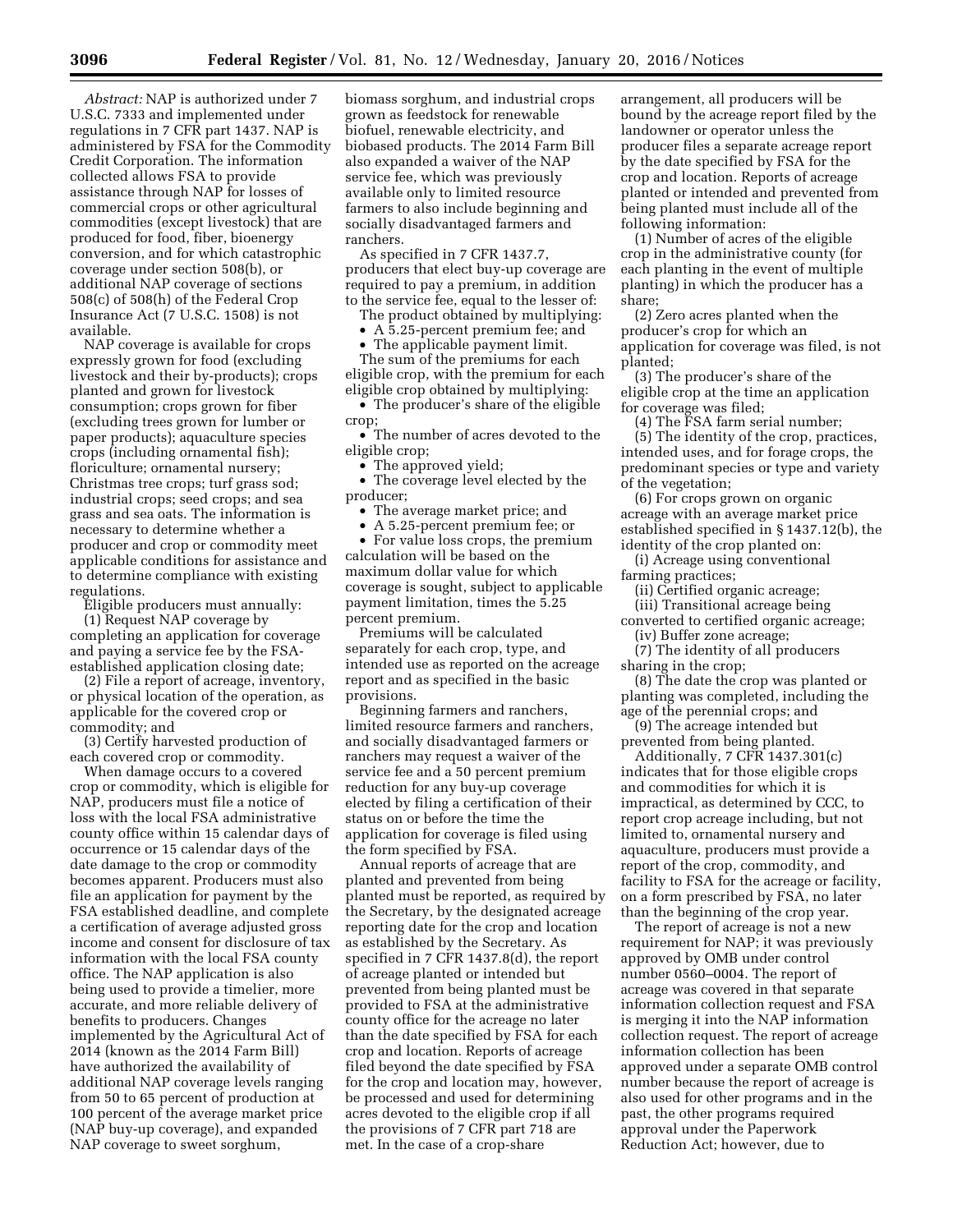*Abstract:* NAP is authorized under 7 U.S.C. 7333 and implemented under regulations in 7 CFR part 1437. NAP is administered by FSA for the Commodity Credit Corporation. The information collected allows FSA to provide assistance through NAP for losses of commercial crops or other agricultural commodities (except livestock) that are produced for food, fiber, bioenergy conversion, and for which catastrophic coverage under section 508(b), or additional NAP coverage of sections 508(c) of 508(h) of the Federal Crop Insurance Act (7 U.S.C. 1508) is not available.

NAP coverage is available for crops expressly grown for food (excluding livestock and their by-products); crops planted and grown for livestock consumption; crops grown for fiber (excluding trees grown for lumber or paper products); aquaculture species crops (including ornamental fish); floriculture; ornamental nursery; Christmas tree crops; turf grass sod; industrial crops; seed crops; and sea grass and sea oats. The information is necessary to determine whether a producer and crop or commodity meet applicable conditions for assistance and to determine compliance with existing regulations.

Eligible producers must annually:

(1) Request NAP coverage by completing an application for coverage and paying a service fee by the FSA-established application closing date;

(2) File a report of acreage, inventory, or physical location of the operation, as applicable for the covered crop or commodity; and

(3) Certify harvested production of each covered crop or commodity.

When damage occurs to a covered crop or commodity, which is eligible for NAP, producers must file a notice of loss with the local FSA administrative county office within 15 calendar days of occurrence or 15 calendar days of the date damage to the crop or commodity becomes apparent. Producers must also file an application for payment by the FSA established deadline, and complete a certification of average adjusted gross income and consent for disclosure of tax information with the local FSA county office. The NAP application is also being used to provide a timelier, more accurate, and more reliable delivery of benefits to producers. Changes implemented by the Agricultural Act of 2014 (known as the 2014 Farm Bill) have authorized the availability of additional NAP coverage levels ranging from 50 to 65 percent of production at 100 percent of the average market price (NAP buy-up coverage), and expanded NAP coverage to sweet sorghum, biomass sorghum, and industrial crops grown as feedstock for renewable biofuel, renewable electricity, and biobased products. The 2014 Farm Bill also expanded a waiver of the NAP service fee, which was previously available only to limited resource farmers to also include beginning and socially disadvantaged farmers and ranchers.

As specified in 7 CFR 1437.7, producers that elect buy-up coverage are required to pay a premium, in addition to the service fee, equal to the lesser of:

The product obtained by multiplying:

- A 5.25-percent premium fee; and
- The applicable payment limit.

The sum of the premiums for each eligible crop, with the premium for each eligible crop obtained by multiplying:

- The producer's share of the eligible crop;
- The number of acres devoted to the eligible crop;
- The approved yield;
- The coverage level elected by the producer;
- The average market price; and
- A 5.25-percent premium fee; or
- For value loss crops, the premium calculation will be based on the maximum dollar value for which coverage is sought, subject to applicable payment limitation, times the 5.25 percent premium.

Premiums will be calculated separately for each crop, type, and intended use as reported on the acreage report and as specified in the basic provisions.

Beginning farmers and ranchers, limited resource farmers and ranchers, and socially disadvantaged farmers or ranchers may request a waiver of the service fee and a 50 percent premium reduction for any buy-up coverage elected by filing a certification of their status on or before the time the application for coverage is filed using the form specified by FSA.

Annual reports of acreage that are planted and prevented from being planted must be reported, as required by the Secretary, by the designated acreage reporting date for the crop and location as established by the Secretary. As specified in 7 CFR 1437.8(d), the report of acreage planted or intended but prevented from being planted must be provided to FSA at the administrative county office for the acreage no later than the date specified by FSA for each crop and location. Reports of acreage filed beyond the date specified by FSA for the crop and location may, however, be processed and used for determining acres devoted to the eligible crop if all the provisions of 7 CFR part 718 are met. In the case of a crop-share arrangement, all producers will be bound by the acreage report filed by the landowner or operator unless the producer files a separate acreage report by the date specified by FSA for the crop and location. Reports of acreage planted or intended and prevented from being planted must include all of the following information:

(1) Number of acres of the eligible crop in the administrative county (for each planting in the event of multiple planting) in which the producer has a share;

(2) Zero acres planted when the producer's crop for which an application for coverage was filed, is not planted;

(3) The producer's share of the eligible crop at the time an application for coverage was filed;

(4) The FSA farm serial number;

(5) The identity of the crop, practices, intended uses, and for forage crops, the predominant species or type and variety of the vegetation;

(6) For crops grown on organic acreage with an average market price established specified in § 1437.12(b), the identity of the crop planted on:

(i) Acreage using conventional farming practices;

(ii) Certified organic acreage;

(iii) Transitional acreage being converted to certified organic acreage;

(iv) Buffer zone acreage;

(7) The identity of all producers sharing in the crop;

(8) The date the crop was planted or planting was completed, including the age of the perennial crops; and

(9) The acreage intended but prevented from being planted.

Additionally, 7 CFR 1437.301(c) indicates that for those eligible crops and commodities for which it is impractical, as determined by CCC, to report crop acreage including, but not limited to, ornamental nursery and aquaculture, producers must provide a report of the crop, commodity, and facility to FSA for the acreage or facility, on a form prescribed by FSA, no later than the beginning of the crop year.

The report of acreage is not a new requirement for NAP; it was previously approved by OMB under control number 0560–0004. The report of acreage was covered in that separate information collection request and FSA is merging it into the NAP information collection request. The report of acreage information collection has been approved under a separate OMB control number because the report of acreage is also used for other programs and in the past, the other programs required approval under the Paperwork Reduction Act; however, due to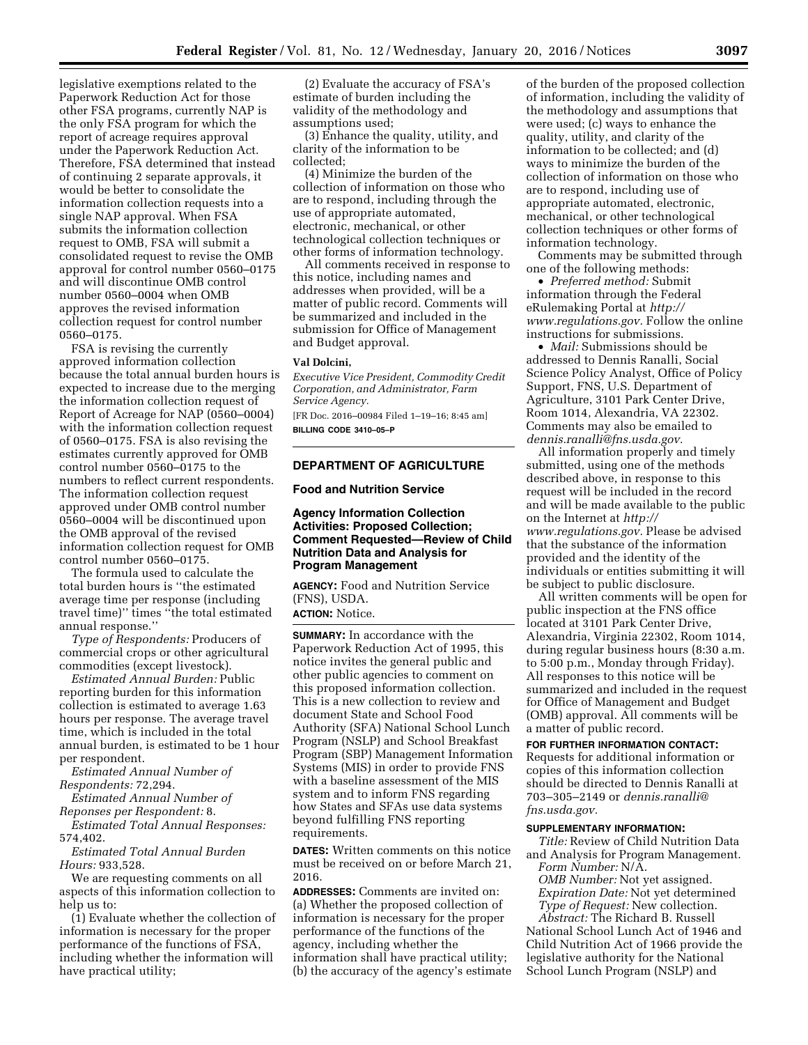legislative exemptions related to the Paperwork Reduction Act for those other FSA programs, currently NAP is the only FSA program for which the report of acreage requires approval under the Paperwork Reduction Act. Therefore, FSA determined that instead of continuing 2 separate approvals, it would be better to consolidate the information collection requests into a single NAP approval. When FSA submits the information collection request to OMB, FSA will submit a consolidated request to revise the OMB approval for control number 0560–0175 and will discontinue OMB control number 0560–0004 when OMB approves the revised information collection request for control number 0560–0175.

FSA is revising the currently approved information collection because the total annual burden hours is expected to increase due to the merging the information collection request of Report of Acreage for NAP (0560–0004) with the information collection request of 0560–0175. FSA is also revising the estimates currently approved for OMB control number 0560–0175 to the numbers to reflect current respondents. The information collection request approved under OMB control number 0560–0004 will be discontinued upon the OMB approval of the revised information collection request for OMB control number 0560–0175.

The formula used to calculate the total burden hours is ''the estimated average time per response (including travel time)'' times ''the total estimated annual response.''

*Type of Respondents:* Producers of commercial crops or other agricultural commodities (except livestock).

*Estimated Annual Burden:* Public reporting burden for this information collection is estimated to average 1.63 hours per response. The average travel time, which is included in the total annual burden, is estimated to be 1 hour per respondent.

*Estimated Annual Number of Respondents:* 72,294.

*Estimated Annual Number of Reponses per Respondent:* 8.

*Estimated Total Annual Responses:* 574,402.

*Estimated Total Annual Burden Hours:* 933,528.

We are requesting comments on all aspects of this information collection to help us to:

(1) Evaluate whether the collection of information is necessary for the proper performance of the functions of FSA, including whether the information will have practical utility;

(2) Evaluate the accuracy of FSA's estimate of burden including the validity of the methodology and assumptions used;

(3) Enhance the quality, utility, and clarity of the information to be collected;

(4) Minimize the burden of the collection of information on those who are to respond, including through the use of appropriate automated, electronic, mechanical, or other technological collection techniques or other forms of information technology.

All comments received in response to this notice, including names and addresses when provided, will be a matter of public record. Comments will be summarized and included in the submission for Office of Management and Budget approval.

**Val Dolcini,**

*Executive Vice President, Commodity Credit Corporation, and Administrator, Farm Service Agency.*

[FR Doc. 2016–00984 Filed 1–19–16; 8:45 am]

**BILLING CODE 3410–05–P**

## DEPARTMENT OF AGRICULTURE

### Food and Nutrition Service

### Agency Information Collection Activities: Proposed Collection; Comment Requested—Review of Child Nutrition Data and Analysis for Program Management

**AGENCY:** Food and Nutrition Service (FNS), USDA.

**ACTION:** Notice.

**SUMMARY:** In accordance with the Paperwork Reduction Act of 1995, this notice invites the general public and other public agencies to comment on this proposed information collection. This is a new collection to review and document State and School Food Authority (SFA) National School Lunch Program (NSLP) and School Breakfast Program (SBP) Management Information Systems (MIS) in order to provide FNS with a baseline assessment of the MIS system and to inform FNS regarding how States and SFAs use data systems beyond fulfilling FNS reporting requirements.

**DATES:** Written comments on this notice must be received on or before March 21, 2016.

**ADDRESSES:** Comments are invited on: (a) Whether the proposed collection of information is necessary for the proper performance of the functions of the agency, including whether the information shall have practical utility; (b) the accuracy of the agency's estimate of the burden of the proposed collection of information, including the validity of the methodology and assumptions that were used; (c) ways to enhance the quality, utility, and clarity of the information to be collected; and (d) ways to minimize the burden of the collection of information on those who are to respond, including use of appropriate automated, electronic, mechanical, or other technological collection techniques or other forms of information technology.

Comments may be submitted through one of the following methods:

- *Preferred method:* Submit information through the Federal eRulemaking Portal at *http://www.regulations.gov.* Follow the online instructions for submissions.
- *Mail:* Submissions should be addressed to Dennis Ranalli, Social Science Policy Analyst, Office of Policy Support, FNS, U.S. Department of Agriculture, 3101 Park Center Drive, Room 1014, Alexandria, VA 22302. Comments may also be emailed to *dennis.ranalli@fns.usda.gov.*

All information properly and timely submitted, using one of the methods described above, in response to this request will be included in the record and will be made available to the public on the Internet at *http://www.regulations.gov.* Please be advised that the substance of the information provided and the identity of the individuals or entities submitting it will be subject to public disclosure.

All written comments will be open for public inspection at the FNS office located at 3101 Park Center Drive, Alexandria, Virginia 22302, Room 1014, during regular business hours (8:30 a.m. to 5:00 p.m., Monday through Friday). All responses to this notice will be summarized and included in the request for Office of Management and Budget (OMB) approval. All comments will be a matter of public record.

**FOR FURTHER INFORMATION CONTACT:** Requests for additional information or copies of this information collection should be directed to Dennis Ranalli at 703–305–2149 or *dennis.ranalli@fns.usda.gov.*

**SUPPLEMENTARY INFORMATION:**

*Title:* Review of Child Nutrition Data and Analysis for Program Management.

*Form Number:* N/A.

*OMB Number:* Not yet assigned.

*Expiration Date:* Not yet determined

*Type of Request:* New collection.

*Abstract:* The Richard B. Russell National School Lunch Act of 1946 and Child Nutrition Act of 1966 provide the legislative authority for the National School Lunch Program (NSLP) and